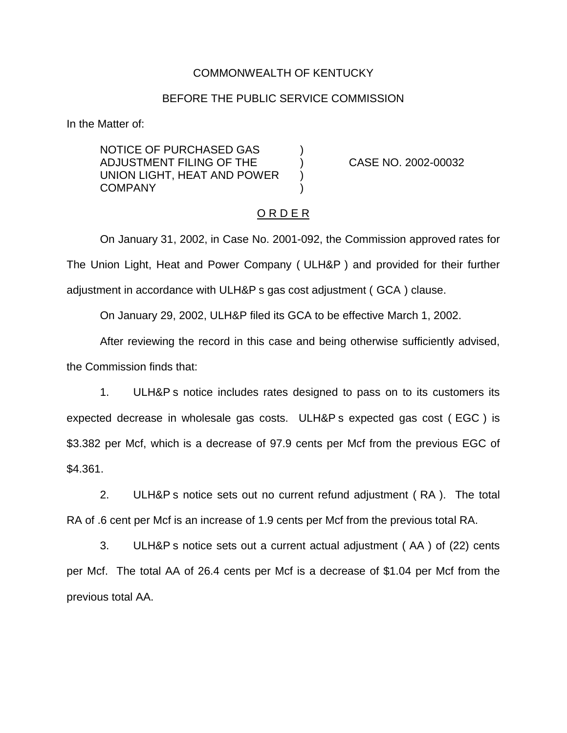COMMONWEALTH OF KENTUCKY

BEFORE THE PUBLIC SERVICE COMMISSION

In the Matter of:

| | | |
|---|---|---|
| NOTICE OF PURCHASED GAS ADJUSTMENT FILING OF THE UNION LIGHT, HEAT AND POWER COMPANY | ) | CASE NO. 2002-00032 |

O R D E R

On January 31, 2002, in Case No. 2001-092, the Commission approved rates for The Union Light, Heat and Power Company ( ULH&P ) and provided for their further adjustment in accordance with ULH&P s gas cost adjustment ( GCA ) clause.

On January 29, 2002, ULH&P filed its GCA to be effective March 1, 2002.

After reviewing the record in this case and being otherwise sufficiently advised, the Commission finds that:

1. ULH&P s notice includes rates designed to pass on to its customers its expected decrease in wholesale gas costs. ULH&P s expected gas cost ( EGC ) is $3.382 per Mcf, which is a decrease of 97.9 cents per Mcf from the previous EGC of $4.361.

2. ULH&P s notice sets out no current refund adjustment ( RA ). The total RA of .6 cent per Mcf is an increase of 1.9 cents per Mcf from the previous total RA.

3. ULH&P s notice sets out a current actual adjustment ( AA ) of (22) cents per Mcf. The total AA of 26.4 cents per Mcf is a decrease of $1.04 per Mcf from the previous total AA.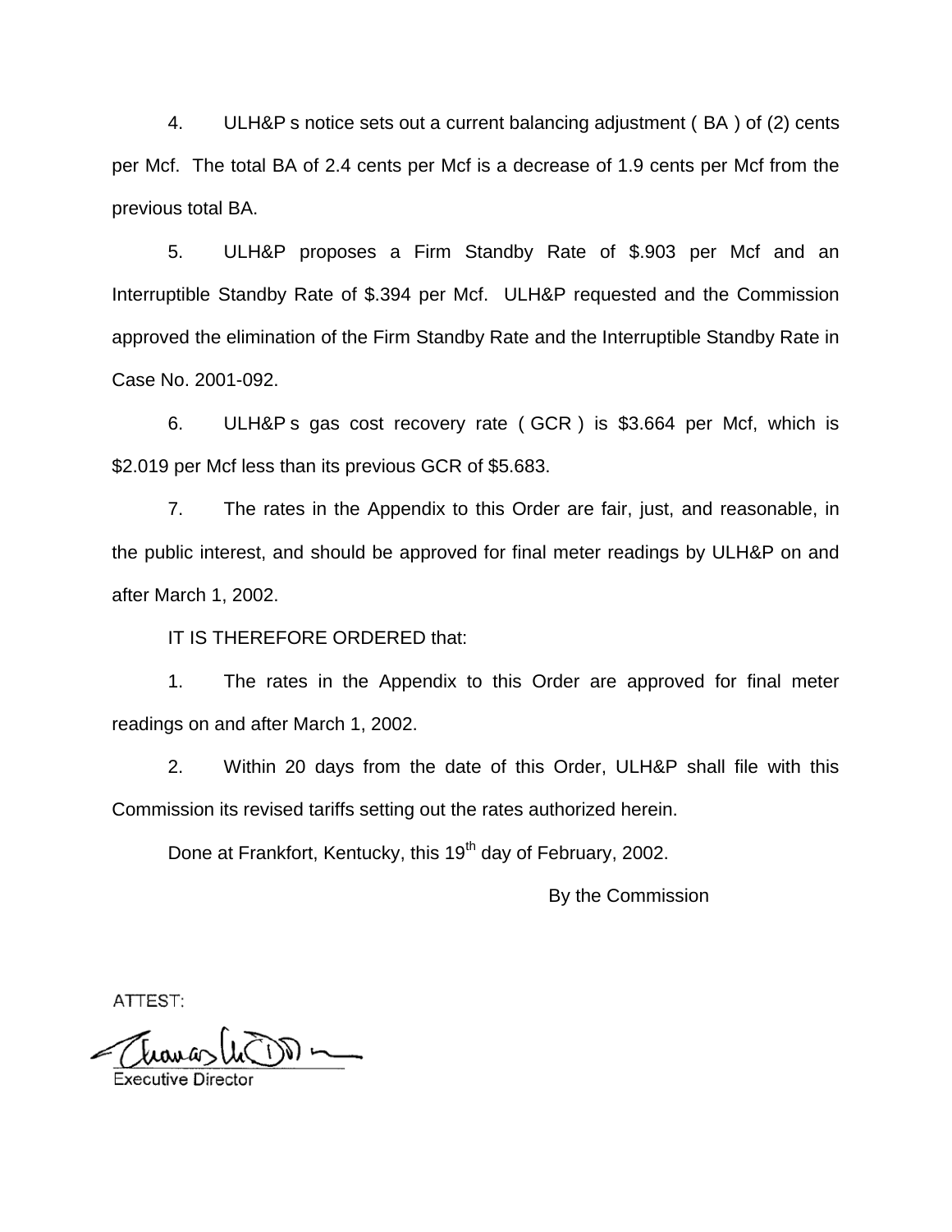4. ULH&P s notice sets out a current balancing adjustment ( BA ) of (2) cents per Mcf. The total BA of 2.4 cents per Mcf is a decrease of 1.9 cents per Mcf from the previous total BA.

5. ULH&P proposes a Firm Standby Rate of $.903 per Mcf and an Interruptible Standby Rate of $.394 per Mcf. ULH&P requested and the Commission approved the elimination of the Firm Standby Rate and the Interruptible Standby Rate in Case No. 2001-092.

6. ULH&P s gas cost recovery rate ( GCR ) is $3.664 per Mcf, which is $2.019 per Mcf less than its previous GCR of $5.683.

7. The rates in the Appendix to this Order are fair, just, and reasonable, in the public interest, and should be approved for final meter readings by ULH&P on and after March 1, 2002.

IT IS THEREFORE ORDERED that:

1. The rates in the Appendix to this Order are approved for final meter readings on and after March 1, 2002.

2. Within 20 days from the date of this Order, ULH&P shall file with this Commission its revised tariffs setting out the rates authorized herein.

Done at Frankfort, Kentucky, this 19th day of February, 2002.

By the Commission

ATTEST:

Executive Director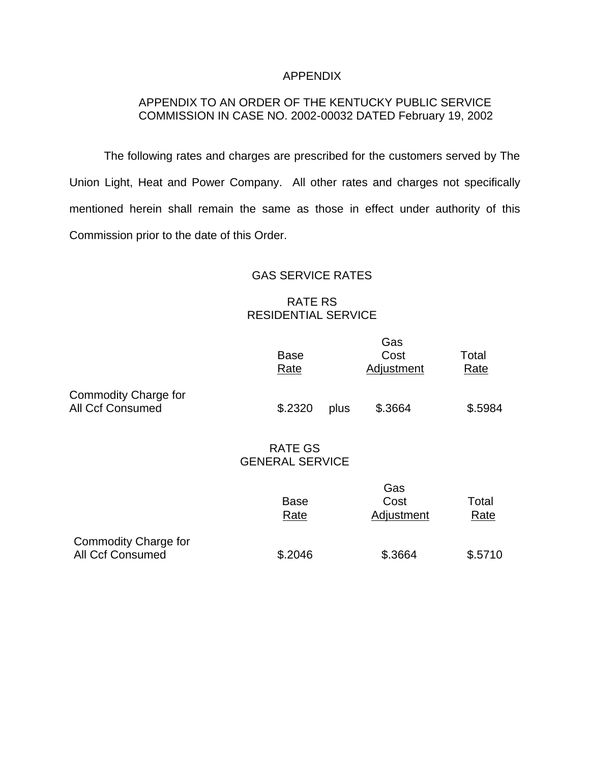APPENDIX

APPENDIX TO AN ORDER OF THE KENTUCKY PUBLIC SERVICE COMMISSION IN CASE NO. 2002-00032 DATED February 19, 2002

The following rates and charges are prescribed for the customers served by The Union Light, Heat and Power Company. All other rates and charges not specifically mentioned herein shall remain the same as those in effect under authority of this Commission prior to the date of this Order.

GAS SERVICE RATES

RATE RS
RESIDENTIAL SERVICE

| | Base Rate | | Gas Cost Adjustment | Total Rate |
|---|---|---|---|---|
| Commodity Charge for All Ccf Consumed | $.2320 | plus | $.3664 | $.5984 |

RATE GS
GENERAL SERVICE

| | Base Rate | Gas Cost Adjustment | Total Rate |
|---|---|---|---|
| Commodity Charge for All Ccf Consumed | $.2046 | $.3664 | $.5710 |